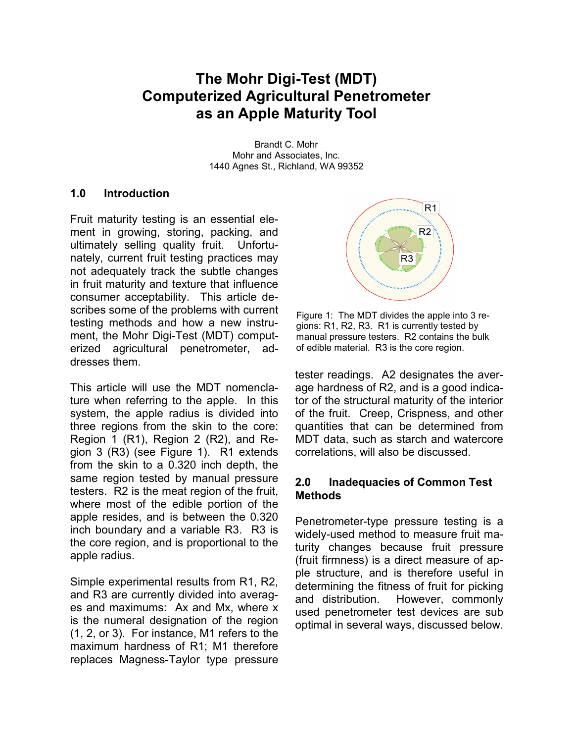# The Mohr Digi-Test (MDT) Computerized Agricultural Penetrometer as an Apple Maturity Tool

Brandt C. Mohr
Mohr and Associates, Inc.
1440 Agnes St., Richland, WA 99352

## 1.0 Introduction

Fruit maturity testing is an essential element in growing, storing, packing, and ultimately selling quality fruit. Unfortunately, current fruit testing practices may not adequately track the subtle changes in fruit maturity and texture that influence consumer acceptability. This article describes some of the problems with current testing methods and how a new instrument, the Mohr Digi-Test (MDT) computerized agricultural penetrometer, addresses them.

This article will use the MDT nomenclature when referring to the apple. In this system, the apple radius is divided into three regions from the skin to the core: Region 1 (R1), Region 2 (R2), and Region 3 (R3) (see Figure 1). R1 extends from the skin to a 0.320 inch depth, the same region tested by manual pressure testers. R2 is the meat region of the fruit, where most of the edible portion of the apple resides, and is between the 0.320 inch boundary and a variable R3. R3 is the core region, and is proportional to the apple radius.

Simple experimental results from R1, R2, and R3 are currently divided into averages and maximums: Ax and Mx, where x is the numeral designation of the region (1, 2, or 3). For instance, M1 refers to the maximum hardness of R1; M1 therefore replaces Magness-Taylor type pressure tester readings. A2 designates the average hardness of R2, and is a good indicator of the structural maturity of the interior of the fruit. Creep, Crispness, and other quantities that can be determined from MDT data, such as starch and watercore correlations, will also be discussed.

Figure 1: The MDT divides the apple into 3 regions: R1, R2, R3. R1 is currently tested by manual pressure testers. R2 contains the bulk of edible material. R3 is the core region.

## 2.0 Inadequacies of Common Test Methods

Penetrometer-type pressure testing is a widely-used method to measure fruit maturity changes because fruit pressure (fruit firmness) is a direct measure of apple structure, and is therefore useful in determining the fitness of fruit for picking and distribution. However, commonly used penetrometer test devices are sub optimal in several ways, discussed below.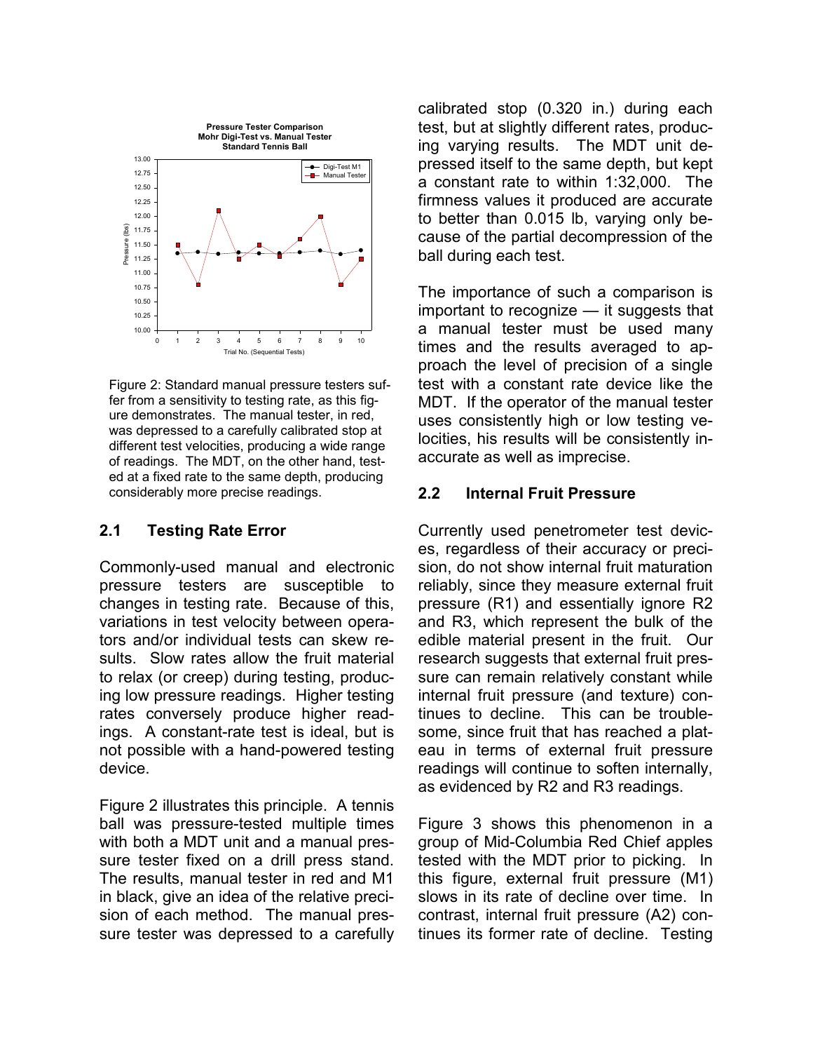Figure 2: Standard manual pressure testers suffer from a sensitivity to testing rate, as this figure demonstrates. The manual tester, in red, was depressed to a carefully calibrated stop at different test velocities, producing a wide range of readings. The MDT, on the other hand, tested at a fixed rate to the same depth, producing considerably more precise readings.

## 2.1 Testing Rate Error

Commonly-used manual and electronic pressure testers are susceptible to changes in testing rate. Because of this, variations in test velocity between operators and/or individual tests can skew results. Slow rates allow the fruit material to relax (or creep) during testing, producing low pressure readings. Higher testing rates conversely produce higher readings. A constant-rate test is ideal, but is not possible with a hand-powered testing device.

Figure 2 illustrates this principle. A tennis ball was pressure-tested multiple times with both a MDT unit and a manual pressure tester fixed on a drill press stand. The results, manual tester in red and M1 in black, give an idea of the relative precision of each method. The manual pressure tester was depressed to a carefully calibrated stop (0.320 in.) during each test, but at slightly different rates, producing varying results. The MDT unit depressed itself to the same depth, but kept a constant rate to within 1:32,000. The firmness values it produced are accurate to better than 0.015 lb, varying only because of the partial decompression of the ball during each test.

The importance of such a comparison is important to recognize — it suggests that a manual tester must be used many times and the results averaged to approach the level of precision of a single test with a constant rate device like the MDT. If the operator of the manual tester uses consistently high or low testing velocities, his results will be consistently inaccurate as well as imprecise.

## 2.2 Internal Fruit Pressure

Currently used penetrometer test devices, regardless of their accuracy or precision, do not show internal fruit maturation reliably, since they measure external fruit pressure (R1) and essentially ignore R2 and R3, which represent the bulk of the edible material present in the fruit. Our research suggests that external fruit pressure can remain relatively constant while internal fruit pressure (and texture) continues to decline. This can be troublesome, since fruit that has reached a plateau in terms of external fruit pressure readings will continue to soften internally, as evidenced by R2 and R3 readings.

Figure 3 shows this phenomenon in a group of Mid-Columbia Red Chief apples tested with the MDT prior to picking. In this figure, external fruit pressure (M1) slows in its rate of decline over time. In contrast, internal fruit pressure (A2) continues its former rate of decline. Testing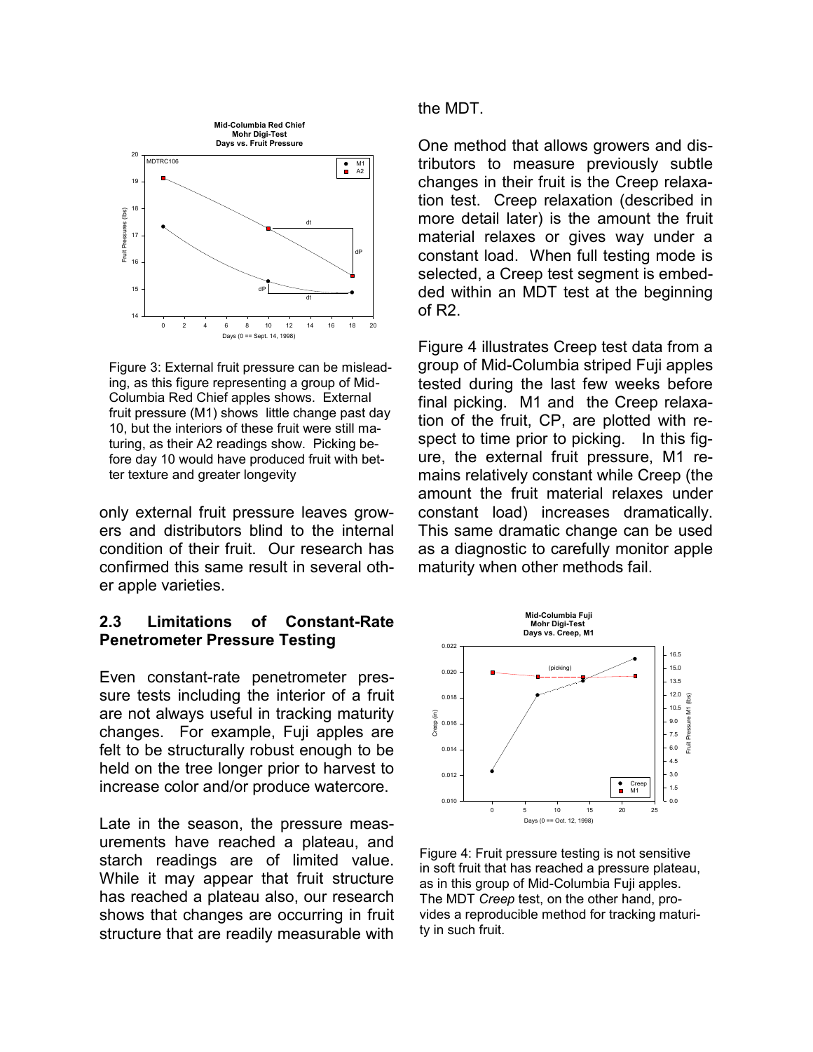Figure 3: External fruit pressure can be misleading, as this figure representing a group of Mid-Columbia Red Chief apples shows. External fruit pressure (M1) shows little change past day 10, but the interiors of these fruit were still maturing, as their A2 readings show. Picking before day 10 would have produced fruit with better texture and greater longevity

only external fruit pressure leaves growers and distributors blind to the internal condition of their fruit. Our research has confirmed this same result in several other apple varieties.

### 2.3 Limitations of Constant-Rate Penetrometer Pressure Testing

Even constant-rate penetrometer pressure tests including the interior of a fruit are not always useful in tracking maturity changes. For example, Fuji apples are felt to be structurally robust enough to be held on the tree longer prior to harvest to increase color and/or produce watercore.

Late in the season, the pressure measurements have reached a plateau, and starch readings are of limited value. While it may appear that fruit structure has reached a plateau also, our research shows that changes are occurring in fruit structure that are readily measurable with the MDT.

One method that allows growers and distributors to measure previously subtle changes in their fruit is the Creep relaxation test. Creep relaxation (described in more detail later) is the amount the fruit material relaxes or gives way under a constant load. When full testing mode is selected, a Creep test segment is embedded within an MDT test at the beginning of R2.

Figure 4 illustrates Creep test data from a group of Mid-Columbia striped Fuji apples tested during the last few weeks before final picking. M1 and the Creep relaxation of the fruit, CP, are plotted with respect to time prior to picking. In this figure, the external fruit pressure, M1 remains relatively constant while Creep (the amount the fruit material relaxes under constant load) increases dramatically. This same dramatic change can be used as a diagnostic to carefully monitor apple maturity when other methods fail.

Figure 4: Fruit pressure testing is not sensitive in soft fruit that has reached a pressure plateau, as in this group of Mid-Columbia Fuji apples. The MDT *Creep* test, on the other hand, provides a reproducible method for tracking maturity in such fruit.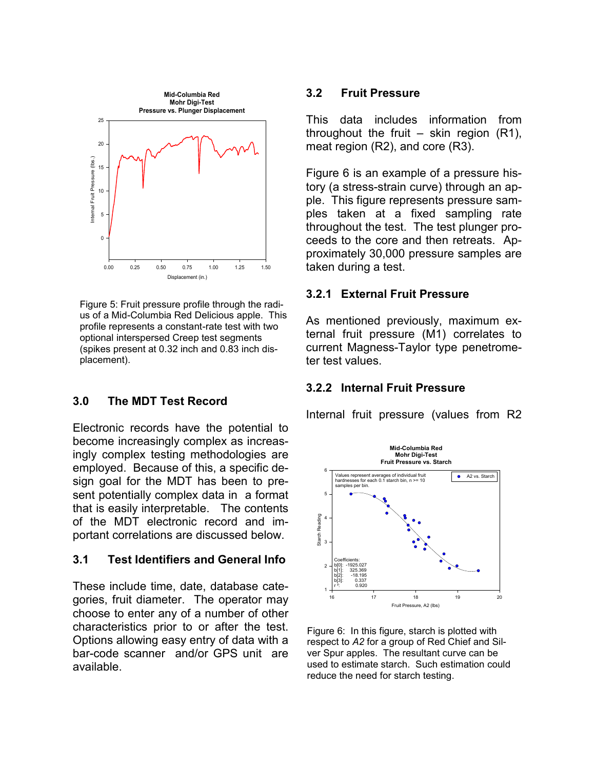Figure 5: Fruit pressure profile through the radius of a Mid-Columbia Red Delicious apple. This profile represents a constant-rate test with two optional interspersed Creep test segments (spikes present at 0.32 inch and 0.83 inch displacement).

## 3.0 The MDT Test Record

Electronic records have the potential to become increasingly complex as increasingly complex testing methodologies are employed. Because of this, a specific design goal for the MDT has been to present potentially complex data in a format that is easily interpretable. The contents of the MDT electronic record and important correlations are discussed below.

### 3.1 Test Identifiers and General Info

These include time, date, database categories, fruit diameter. The operator may choose to enter any of a number of other characteristics prior to or after the test. Options allowing easy entry of data with a bar-code scanner and/or GPS unit are available.

### 3.2 Fruit Pressure

This data includes information from throughout the fruit – skin region (R1), meat region (R2), and core (R3).

Figure 6 is an example of a pressure history (a stress-strain curve) through an apple. This figure represents pressure samples taken at a fixed sampling rate throughout the test. The test plunger proceeds to the core and then retreats. Approximately 30,000 pressure samples are taken during a test.

#### 3.2.1 External Fruit Pressure

As mentioned previously, maximum external fruit pressure (M1) correlates to current Magness-Taylor type penetrometer test values.

#### 3.2.2 Internal Fruit Pressure

Internal fruit pressure (values from R2

Figure 6: In this figure, starch is plotted with respect to *A2* for a group of Red Chief and Silver Spur apples. The resultant curve can be used to estimate starch. Such estimation could reduce the need for starch testing.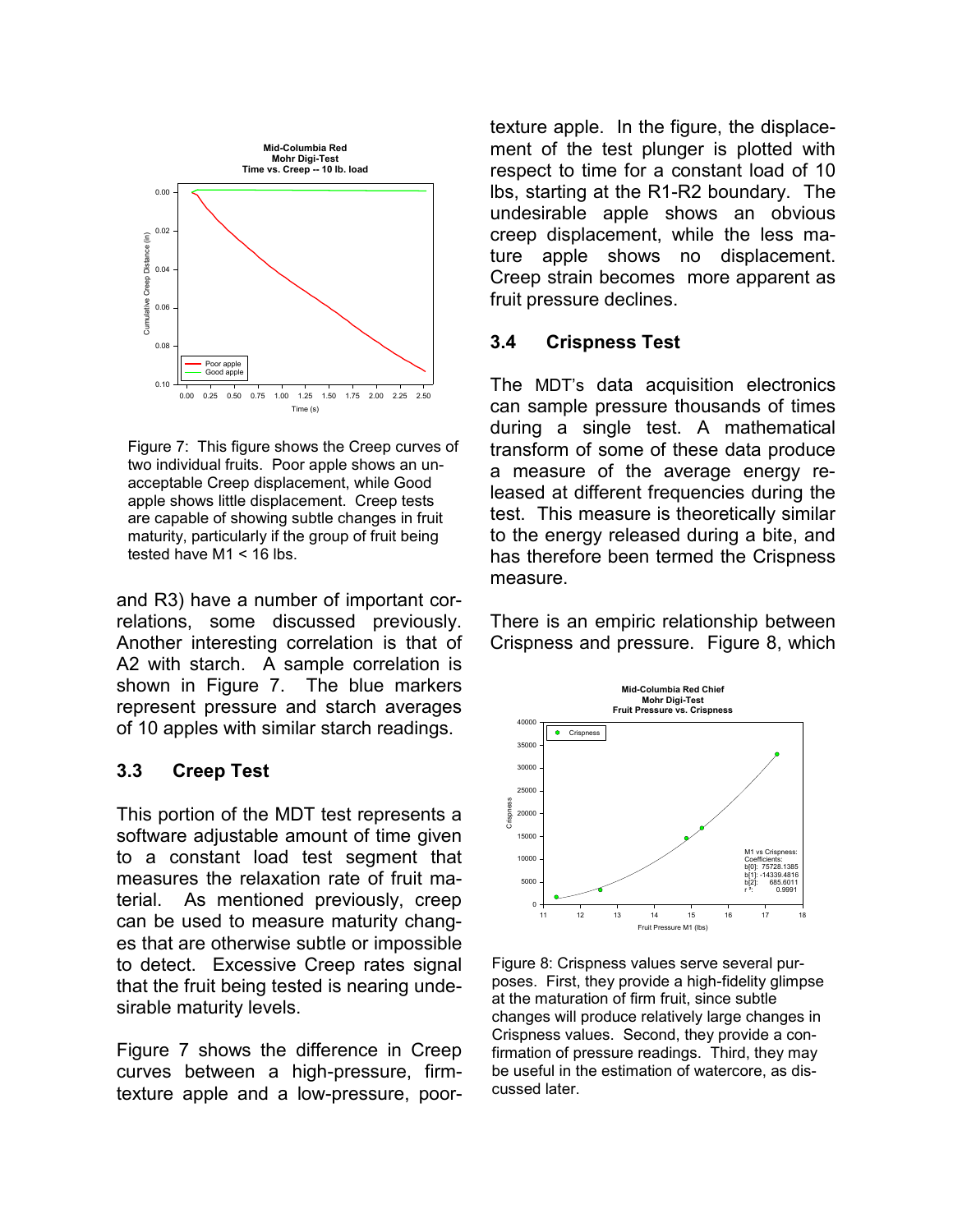Figure 7: This figure shows the Creep curves of two individual fruits. Poor apple shows an unacceptable Creep displacement, while Good apple shows little displacement. Creep tests are capable of showing subtle changes in fruit maturity, particularly if the group of fruit being tested have M1 < 16 lbs.

and R3) have a number of important correlations, some discussed previously. Another interesting correlation is that of A2 with starch. A sample correlation is shown in Figure 7. The blue markers represent pressure and starch averages of 10 apples with similar starch readings.

### 3.3 Creep Test

This portion of the MDT test represents a software adjustable amount of time given to a constant load test segment that measures the relaxation rate of fruit material. As mentioned previously, creep can be used to measure maturity changes that are otherwise subtle or impossible to detect. Excessive Creep rates signal that the fruit being tested is nearing undesirable maturity levels.

Figure 7 shows the difference in Creep curves between a high-pressure, firm-texture apple and a low-pressure, poor-texture apple. In the figure, the displacement of the test plunger is plotted with respect to time for a constant load of 10 lbs, starting at the R1-R2 boundary. The undesirable apple shows an obvious creep displacement, while the less mature apple shows no displacement. Creep strain becomes more apparent as fruit pressure declines.

### 3.4 Crispness Test

The MDT's data acquisition electronics can sample pressure thousands of times during a single test. A mathematical transform of some of these data produce a measure of the average energy released at different frequencies during the test. This measure is theoretically similar to the energy released during a bite, and has therefore been termed the Crispness measure.

There is an empiric relationship between Crispness and pressure. Figure 8, which

Figure 8: Crispness values serve several purposes. First, they provide a high-fidelity glimpse at the maturation of firm fruit, since subtle changes will produce relatively large changes in Crispness values. Second, they provide a confirmation of pressure readings. Third, they may be useful in the estimation of watercore, as discussed later.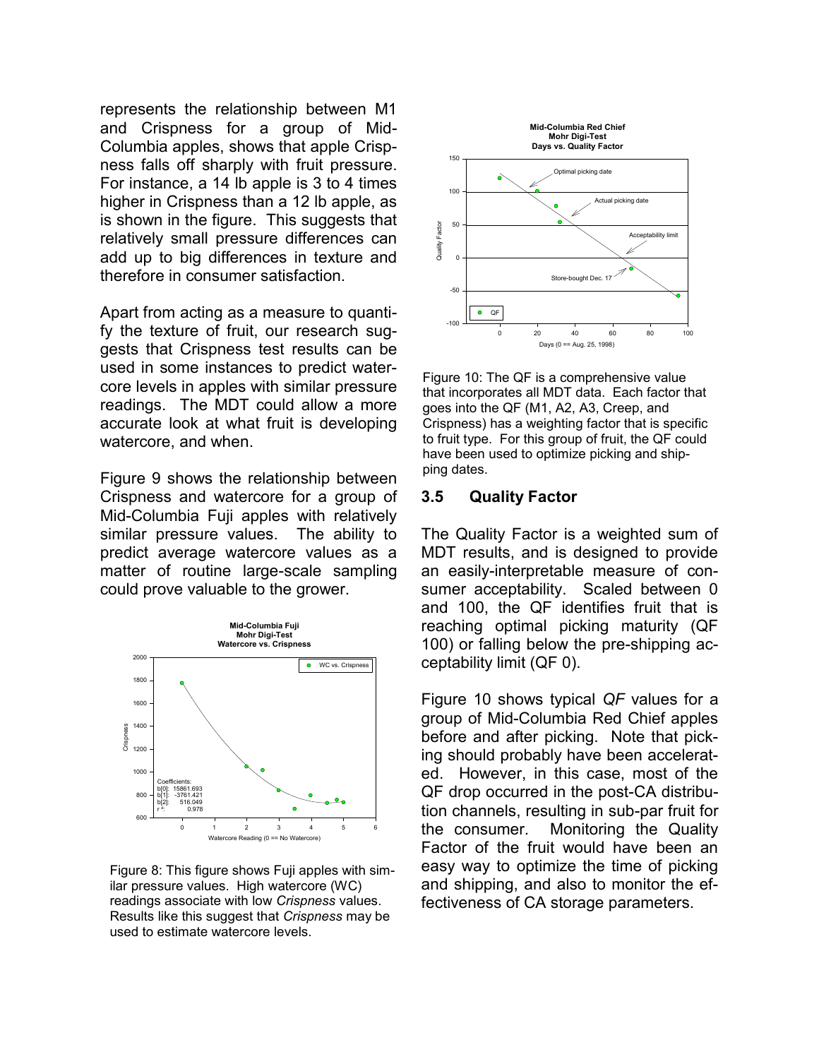represents the relationship between M1 and Crispness for a group of Mid-Columbia apples, shows that apple Crispness falls off sharply with fruit pressure. For instance, a 14 lb apple is 3 to 4 times higher in Crispness than a 12 lb apple, as is shown in the figure. This suggests that relatively small pressure differences can add up to big differences in texture and therefore in consumer satisfaction.

Apart from acting as a measure to quantify the texture of fruit, our research suggests that Crispness test results can be used in some instances to predict watercore levels in apples with similar pressure readings. The MDT could allow a more accurate look at what fruit is developing watercore, and when.

Figure 9 shows the relationship between Crispness and watercore for a group of Mid-Columbia Fuji apples with relatively similar pressure values. The ability to predict average watercore values as a matter of routine large-scale sampling could prove valuable to the grower.

Figure 8: This figure shows Fuji apples with similar pressure values. High watercore (WC) readings associate with low *Crispness* values. Results like this suggest that *Crispness* may be used to estimate watercore levels.

Figure 10: The QF is a comprehensive value that incorporates all MDT data. Each factor that goes into the QF (M1, A2, A3, Creep, and Crispness) has a weighting factor that is specific to fruit type. For this group of fruit, the QF could have been used to optimize picking and shipping dates.

### 3.5 Quality Factor

The Quality Factor is a weighted sum of MDT results, and is designed to provide an easily-interpretable measure of consumer acceptability. Scaled between 0 and 100, the QF identifies fruit that is reaching optimal picking maturity (QF 100) or falling below the pre-shipping acceptability limit (QF 0).

Figure 10 shows typical *QF* values for a group of Mid-Columbia Red Chief apples before and after picking. Note that picking should probably have been accelerated. However, in this case, most of the QF drop occurred in the post-CA distribution channels, resulting in sub-par fruit for the consumer. Monitoring the Quality Factor of the fruit would have been an easy way to optimize the time of picking and shipping, and also to monitor the effectiveness of CA storage parameters.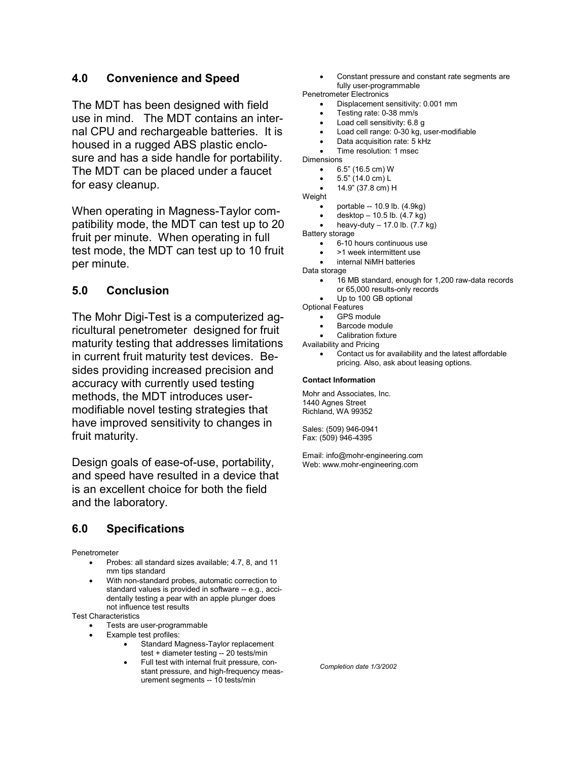## 4.0 Convenience and Speed

The MDT has been designed with field use in mind. The MDT contains an internal CPU and rechargeable batteries. It is housed in a rugged ABS plastic enclosure and has a side handle for portability. The MDT can be placed under a faucet for easy cleanup.

When operating in Magness-Taylor compatibility mode, the MDT can test up to 20 fruit per minute. When operating in full test mode, the MDT can test up to 10 fruit per minute.

## 5.0 Conclusion

The Mohr Digi-Test is a computerized agricultural penetrometer designed for fruit maturity testing that addresses limitations in current fruit maturity test devices. Besides providing increased precision and accuracy with currently used testing methods, the MDT introduces user-modifiable novel testing strategies that have improved sensitivity to changes in fruit maturity.

Design goals of ease-of-use, portability, and speed have resulted in a device that is an excellent choice for both the field and the laboratory.

## 6.0 Specifications

Penetrometer

- Probes: all standard sizes available; 4.7, 8, and 11 mm tips standard
- With non-standard probes, automatic correction to standard values is provided in software -- e.g., accidentally testing a pear with an apple plunger does not influence test results

Test Characteristics

- Tests are user-programmable
- Example test profiles:
  - Standard Magness-Taylor replacement test + diameter testing -- 20 tests/min
  - Full test with internal fruit pressure, constant pressure, and high-frequency measurement segments -- 10 tests/min
- Constant pressure and constant rate segments are fully user-programmable

Penetrometer Electronics

- Displacement sensitivity: 0.001 mm
- Testing rate: 0-38 mm/s
- Load cell sensitivity: 6.8 g
- Load cell range: 0-30 kg, user-modifiable
- Data acquisition rate: 5 kHz
- Time resolution: 1 msec

Dimensions

- 6.5" (16.5 cm) W
- 5.5" (14.0 cm) L
- 14.9" (37.8 cm) H

Weight

- portable -- 10.9 lb. (4.9kg)
- desktop – 10.5 lb. (4.7 kg)
- heavy-duty – 17.0 lb. (7.7 kg)

Battery storage

- 6-10 hours continuous use
- >1 week intermittent use
- internal NiMH batteries

Data storage

- 16 MB standard, enough for 1,200 raw-data records or 65,000 results-only records
- Up to 100 GB optional

Optional Features

- GPS module
- Barcode module
- Calibration fixture

Availability and Pricing

- Contact us for availability and the latest affordable pricing. Also, ask about leasing options.

**Contact Information**

Mohr and Associates, Inc.
1440 Agnes Street
Richland, WA 99352

Sales: (509) 946-0941
Fax: (509) 946-4395

Email: info@mohr-engineering.com
Web: www.mohr-engineering.com

*Completion date 1/3/2002*